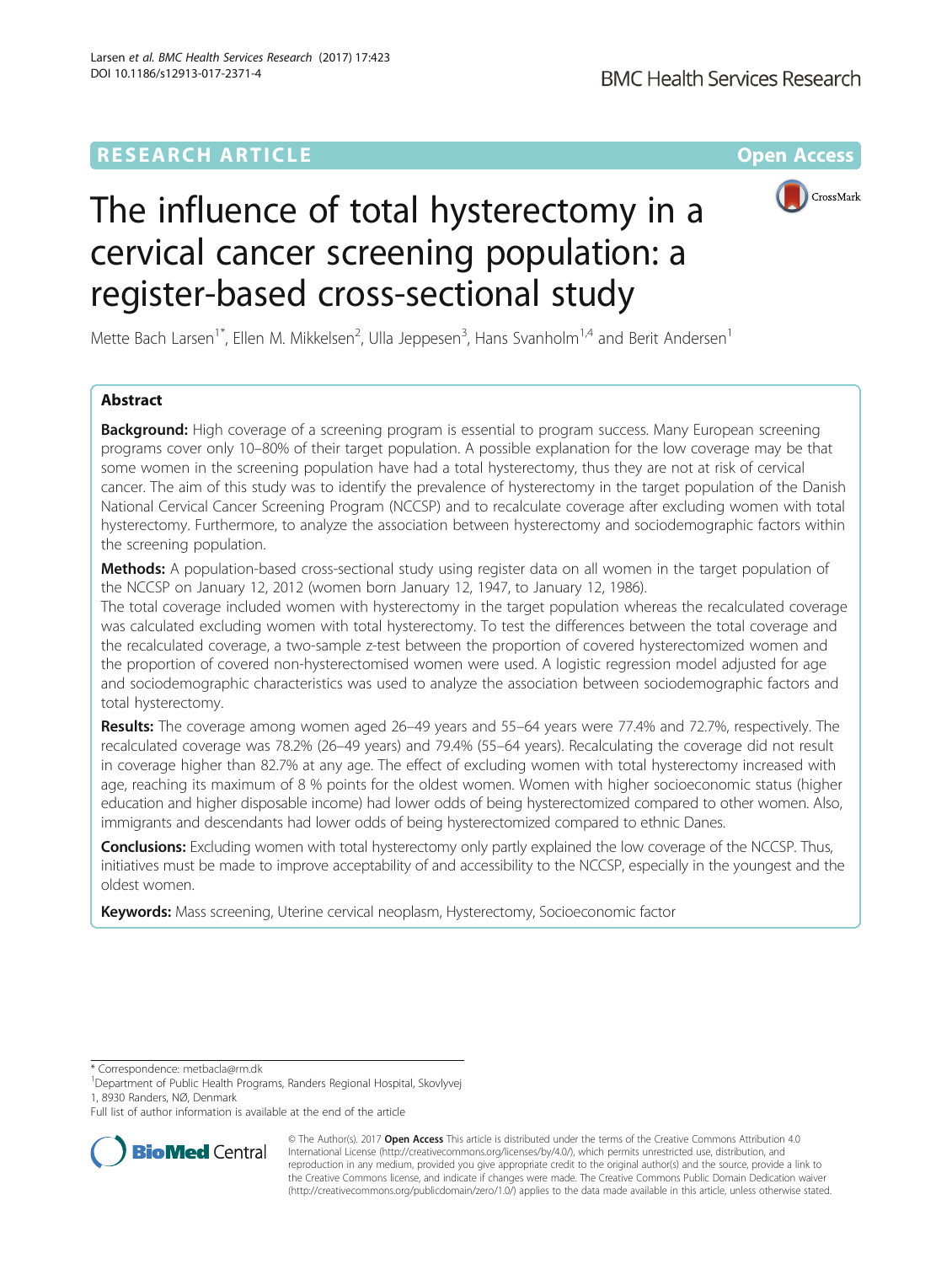RESEARCH ARTICLE

Open Access

# The influence of total hysterectomy in a cervical cancer screening population: a register-based cross-sectional study

Mette Bach Larsen[1*], Ellen M. Mikkelsen[2], Ulla Jeppesen[3], Hans Svanholm[1,4] and Berit Andersen[1]

## Abstract

**Background:** High coverage of a screening program is essential to program success. Many European screening programs cover only 10–80% of their target population. A possible explanation for the low coverage may be that some women in the screening population have had a total hysterectomy, thus they are not at risk of cervical cancer. The aim of this study was to identify the prevalence of hysterectomy in the target population of the Danish National Cervical Cancer Screening Program (NCCSP) and to recalculate coverage after excluding women with total hysterectomy. Furthermore, to analyze the association between hysterectomy and sociodemographic factors within the screening population.

**Methods:** A population-based cross-sectional study using register data on all women in the target population of the NCCSP on January 12, 2012 (women born January 12, 1947, to January 12, 1986).

The total coverage included women with hysterectomy in the target population whereas the recalculated coverage was calculated excluding women with total hysterectomy. To test the differences between the total coverage and the recalculated coverage, a two-sample z-test between the proportion of covered hysterectomized women and the proportion of covered non-hysterectomised women were used. A logistic regression model adjusted for age and sociodemographic characteristics was used to analyze the association between sociodemographic factors and total hysterectomy.

**Results:** The coverage among women aged 26–49 years and 55–64 years were 77.4% and 72.7%, respectively. The recalculated coverage was 78.2% (26–49 years) and 79.4% (55–64 years). Recalculating the coverage did not result in coverage higher than 82.7% at any age. The effect of excluding women with total hysterectomy increased with age, reaching its maximum of 8 % points for the oldest women. Women with higher socioeconomic status (higher education and higher disposable income) had lower odds of being hysterectomized compared to other women. Also, immigrants and descendants had lower odds of being hysterectomized compared to ethnic Danes.

**Conclusions:** Excluding women with total hysterectomy only partly explained the low coverage of the NCCSP. Thus, initiatives must be made to improve acceptability of and accessibility to the NCCSP, especially in the youngest and the oldest women.

**Keywords:** Mass screening, Uterine cervical neoplasm, Hysterectomy, Socioeconomic factor

* Correspondence: metbacla@rm.dk

[1]Department of Public Health Programs, Randers Regional Hospital, Skovlyvej 1, 8930 Randers, NØ, Denmark

Full list of author information is available at the end of the article

© The Author(s). 2017 **Open Access** This article is distributed under the terms of the Creative Commons Attribution 4.0 International License (http://creativecommons.org/licenses/by/4.0/), which permits unrestricted use, distribution, and reproduction in any medium, provided you give appropriate credit to the original author(s) and the source, provide a link to the Creative Commons license, and indicate if changes were made. The Creative Commons Public Domain Dedication waiver (http://creativecommons.org/publicdomain/zero/1.0/) applies to the data made available in this article, unless otherwise stated.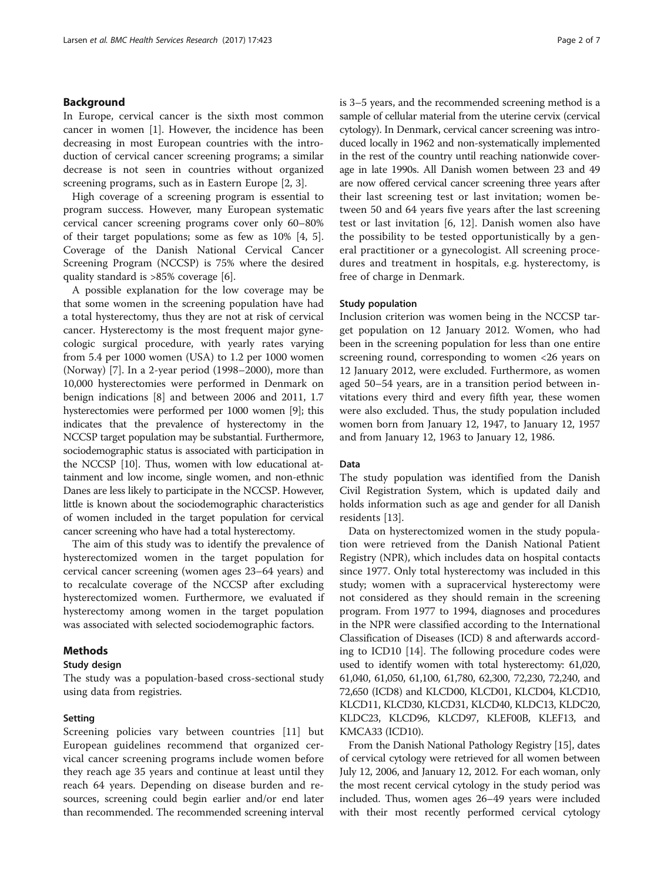## Background

In Europe, cervical cancer is the sixth most common cancer in women [1]. However, the incidence has been decreasing in most European countries with the introduction of cervical cancer screening programs; a similar decrease is not seen in countries without organized screening programs, such as in Eastern Europe [2, 3].

High coverage of a screening program is essential to program success. However, many European systematic cervical cancer screening programs cover only 60–80% of their target populations; some as few as 10% [4, 5]. Coverage of the Danish National Cervical Cancer Screening Program (NCCSP) is 75% where the desired quality standard is >85% coverage [6].

A possible explanation for the low coverage may be that some women in the screening population have had a total hysterectomy, thus they are not at risk of cervical cancer. Hysterectomy is the most frequent major gynecologic surgical procedure, with yearly rates varying from 5.4 per 1000 women (USA) to 1.2 per 1000 women (Norway) [7]. In a 2-year period (1998–2000), more than 10,000 hysterectomies were performed in Denmark on benign indications [8] and between 2006 and 2011, 1.7 hysterectomies were performed per 1000 women [9]; this indicates that the prevalence of hysterectomy in the NCCSP target population may be substantial. Furthermore, sociodemographic status is associated with participation in the NCCSP [10]. Thus, women with low educational attainment and low income, single women, and non-ethnic Danes are less likely to participate in the NCCSP. However, little is known about the sociodemographic characteristics of women included in the target population for cervical cancer screening who have had a total hysterectomy.

The aim of this study was to identify the prevalence of hysterectomized women in the target population for cervical cancer screening (women ages 23–64 years) and to recalculate coverage of the NCCSP after excluding hysterectomized women. Furthermore, we evaluated if hysterectomy among women in the target population was associated with selected sociodemographic factors.

## Methods

### Study design

The study was a population-based cross-sectional study using data from registries.

### Setting

Screening policies vary between countries [11] but European guidelines recommend that organized cervical cancer screening programs include women before they reach age 35 years and continue at least until they reach 64 years. Depending on disease burden and resources, screening could begin earlier and/or end later than recommended. The recommended screening interval is 3–5 years, and the recommended screening method is a sample of cellular material from the uterine cervix (cervical cytology). In Denmark, cervical cancer screening was introduced locally in 1962 and non-systematically implemented in the rest of the country until reaching nationwide coverage in late 1990s. All Danish women between 23 and 49 are now offered cervical cancer screening three years after their last screening test or last invitation; women between 50 and 64 years five years after the last screening test or last invitation [6, 12]. Danish women also have the possibility to be tested opportunistically by a general practitioner or a gynecologist. All screening procedures and treatment in hospitals, e.g. hysterectomy, is free of charge in Denmark.

### Study population

Inclusion criterion was women being in the NCCSP target population on 12 January 2012. Women, who had been in the screening population for less than one entire screening round, corresponding to women <26 years on 12 January 2012, were excluded. Furthermore, as women aged 50–54 years, are in a transition period between invitations every third and every fifth year, these women were also excluded. Thus, the study population included women born from January 12, 1947, to January 12, 1957 and from January 12, 1963 to January 12, 1986.

### Data

The study population was identified from the Danish Civil Registration System, which is updated daily and holds information such as age and gender for all Danish residents [13].

Data on hysterectomized women in the study population were retrieved from the Danish National Patient Registry (NPR), which includes data on hospital contacts since 1977. Only total hysterectomy was included in this study; women with a supracervical hysterectomy were not considered as they should remain in the screening program. From 1977 to 1994, diagnoses and procedures in the NPR were classified according to the International Classification of Diseases (ICD) 8 and afterwards according to ICD10 [14]. The following procedure codes were used to identify women with total hysterectomy: 61,020, 61,040, 61,050, 61,100, 61,780, 62,300, 72,230, 72,240, and 72,650 (ICD8) and KLCD00, KLCD01, KLCD04, KLCD10, KLCD11, KLCD30, KLCD31, KLCD40, KLDC13, KLDC20, KLDC23, KLCD96, KLCD97, KLEF00B, KLEF13, and KMCA33 (ICD10).

From the Danish National Pathology Registry [15], dates of cervical cytology were retrieved for all women between July 12, 2006, and January 12, 2012. For each woman, only the most recent cervical cytology in the study period was included. Thus, women ages 26–49 years were included with their most recently performed cervical cytology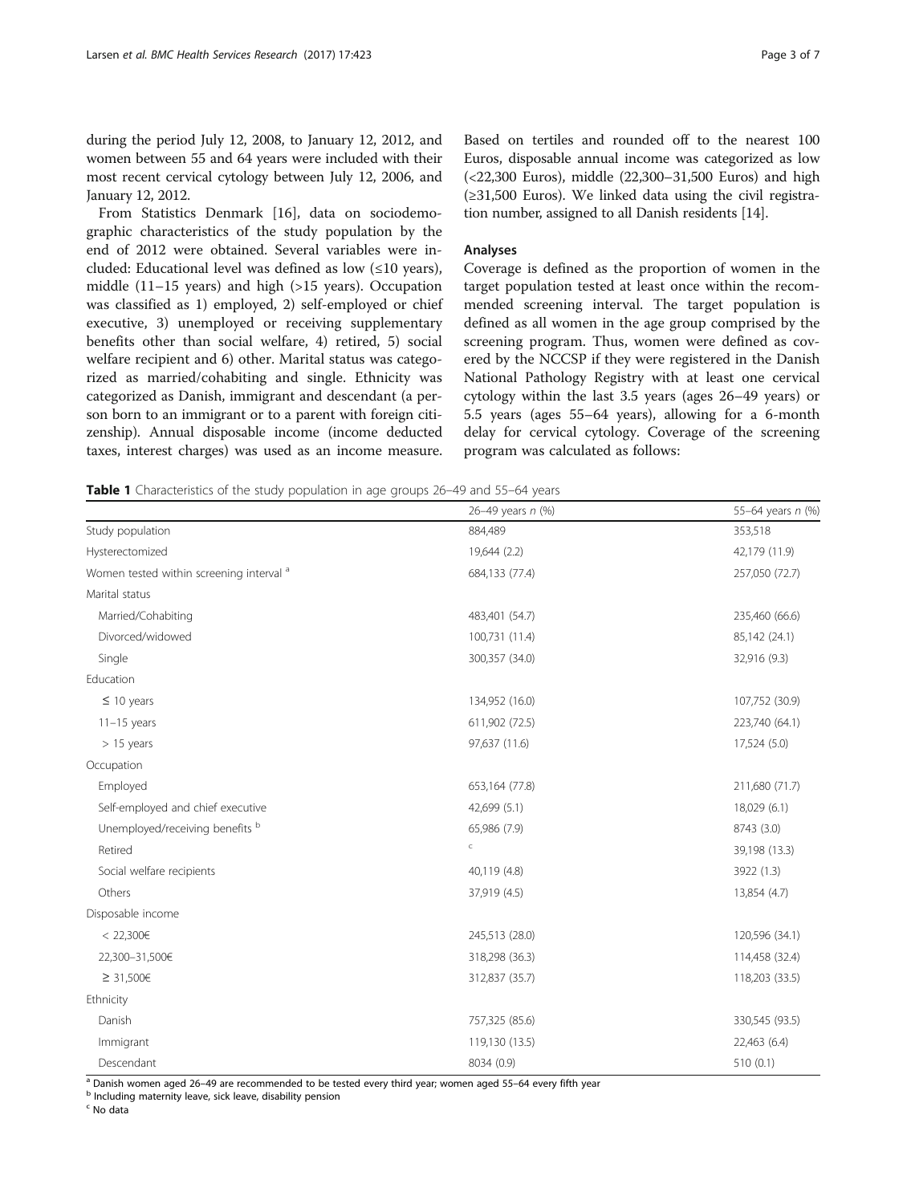during the period July 12, 2008, to January 12, 2012, and women between 55 and 64 years were included with their most recent cervical cytology between July 12, 2006, and January 12, 2012.

From Statistics Denmark [16], data on sociodemographic characteristics of the study population by the end of 2012 were obtained. Several variables were included: Educational level was defined as low (≤10 years), middle (11–15 years) and high (>15 years). Occupation was classified as 1) employed, 2) self-employed or chief executive, 3) unemployed or receiving supplementary benefits other than social welfare, 4) retired, 5) social welfare recipient and 6) other. Marital status was categorized as married/cohabiting and single. Ethnicity was categorized as Danish, immigrant and descendant (a person born to an immigrant or to a parent with foreign citizenship). Annual disposable income (income deducted taxes, interest charges) was used as an income measure. Based on tertiles and rounded off to the nearest 100 Euros, disposable annual income was categorized as low (<22,300 Euros), middle (22,300–31,500 Euros) and high (≥31,500 Euros). We linked data using the civil registration number, assigned to all Danish residents [14].

### Analyses

Coverage is defined as the proportion of women in the target population tested at least once within the recommended screening interval. The target population is defined as all women in the age group comprised by the screening program. Thus, women were defined as covered by the NCCSP if they were registered in the Danish National Pathology Registry with at least one cervical cytology within the last 3.5 years (ages 26–49 years) or 5.5 years (ages 55–64 years), allowing for a 6-month delay for cervical cytology. Coverage of the screening program was calculated as follows:

**Table 1** Characteristics of the study population in age groups 26–49 and 55–64 years

| | 26–49 years *n* (%) | 55–64 years *n* (%) |
|---|---|---|
| Study population | 884,489 | 353,518 |
| Hysterectomized | 19,644 (2.2) | 42,179 (11.9) |
| Women tested within screening interval [a] | 684,133 (77.4) | 257,050 (72.7) |
| Marital status | | |
| Married/Cohabiting | 483,401 (54.7) | 235,460 (66.6) |
| Divorced/widowed | 100,731 (11.4) | 85,142 (24.1) |
| Single | 300,357 (34.0) | 32,916 (9.3) |
| Education | | |
| ≤ 10 years | 134,952 (16.0) | 107,752 (30.9) |
| 11–15 years | 611,902 (72.5) | 223,740 (64.1) |
| > 15 years | 97,637 (11.6) | 17,524 (5.0) |
| Occupation | | |
| Employed | 653,164 (77.8) | 211,680 (71.7) |
| Self-employed and chief executive | 42,699 (5.1) | 18,029 (6.1) |
| Unemployed/receiving benefits [b] | 65,986 (7.9) | 8743 (3.0) |
| Retired | [c] | 39,198 (13.3) |
| Social welfare recipients | 40,119 (4.8) | 3922 (1.3) |
| Others | 37,919 (4.5) | 13,854 (4.7) |
| Disposable income | | |
| < 22,300€ | 245,513 (28.0) | 120,596 (34.1) |
| 22,300–31,500€ | 318,298 (36.3) | 114,458 (32.4) |
| ≥ 31,500€ | 312,837 (35.7) | 118,203 (33.5) |
| Ethnicity | | |
| Danish | 757,325 (85.6) | 330,545 (93.5) |
| Immigrant | 119,130 (13.5) | 22,463 (6.4) |
| Descendant | 8034 (0.9) | 510 (0.1) |

[a] Danish women aged 26–49 are recommended to be tested every third year; women aged 55–64 every fifth year
[b] Including maternity leave, sick leave, disability pension
[c] No data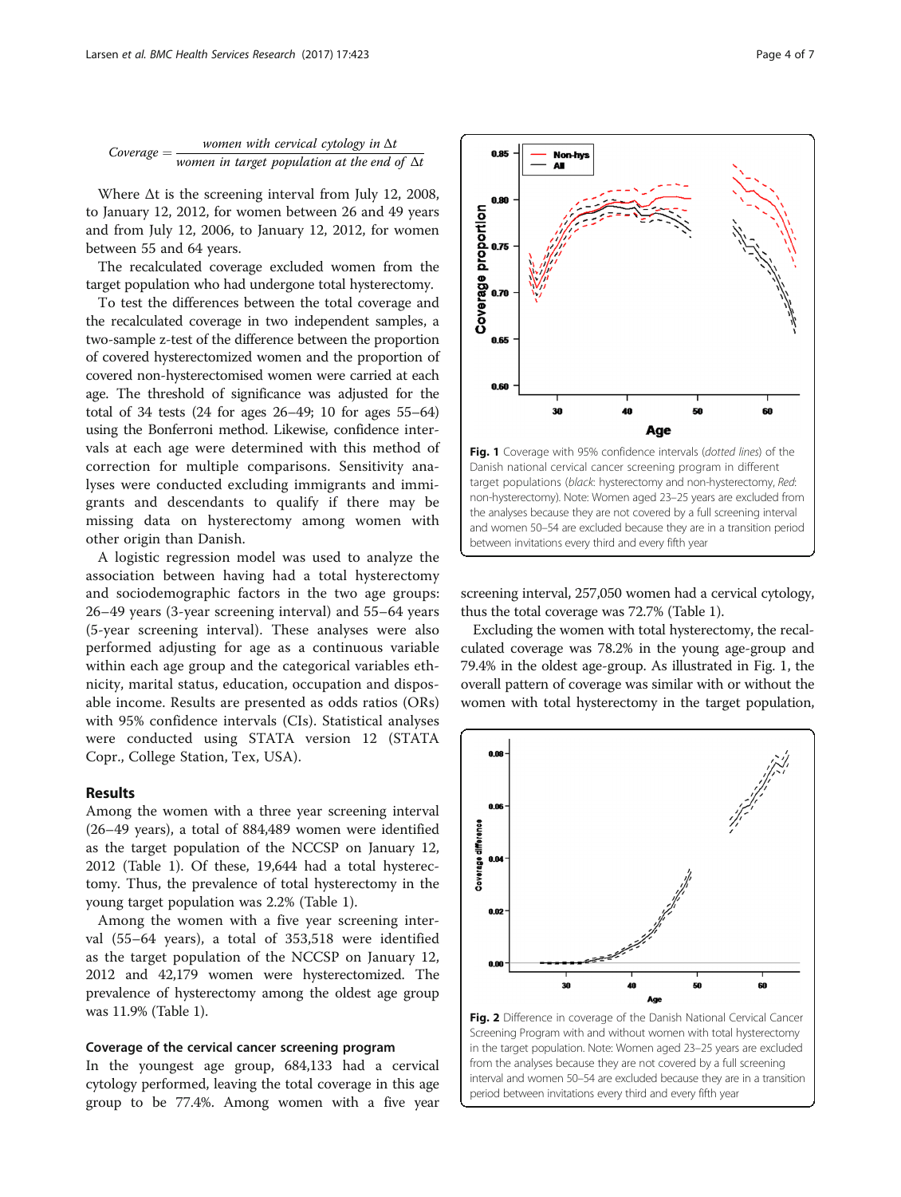$$Coverage = \frac{women\ with\ cervical\ cytology\ in\ \Delta t}{women\ in\ target\ population\ at\ the\ end\ of\ \Delta t}$$

Where Δt is the screening interval from July 12, 2008, to January 12, 2012, for women between 26 and 49 years and from July 12, 2006, to January 12, 2012, for women between 55 and 64 years.

The recalculated coverage excluded women from the target population who had undergone total hysterectomy.

To test the differences between the total coverage and the recalculated coverage in two independent samples, a two-sample z-test of the difference between the proportion of covered hysterectomized women and the proportion of covered non-hysterectomised women were carried at each age. The threshold of significance was adjusted for the total of 34 tests (24 for ages 26–49; 10 for ages 55–64) using the Bonferroni method. Likewise, confidence intervals at each age were determined with this method of correction for multiple comparisons. Sensitivity analyses were conducted excluding immigrants and immigrants and descendants to qualify if there may be missing data on hysterectomy among women with other origin than Danish.

A logistic regression model was used to analyze the association between having had a total hysterectomy and sociodemographic factors in the two age groups: 26–49 years (3-year screening interval) and 55–64 years (5-year screening interval). These analyses were also performed adjusting for age as a continuous variable within each age group and the categorical variables ethnicity, marital status, education, occupation and disposable income. Results are presented as odds ratios (ORs) with 95% confidence intervals (CIs). Statistical analyses were conducted using STATA version 12 (STATA Copr., College Station, Tex, USA).

## Results

Among the women with a three year screening interval (26–49 years), a total of 884,489 women were identified as the target population of the NCCSP on January 12, 2012 (Table 1). Of these, 19,644 had a total hysterectomy. Thus, the prevalence of total hysterectomy in the young target population was 2.2% (Table 1).

Among the women with a five year screening interval (55–64 years), a total of 353,518 were identified as the target population of the NCCSP on January 12, 2012 and 42,179 women were hysterectomized. The prevalence of hysterectomy among the oldest age group was 11.9% (Table 1).

### Coverage of the cervical cancer screening program

In the youngest age group, 684,133 had a cervical cytology performed, leaving the total coverage in this age group to be 77.4%. Among women with a five year screening interval, 257,050 women had a cervical cytology, thus the total coverage was 72.7% (Table 1).

Excluding the women with total hysterectomy, the recalculated coverage was 78.2% in the young age-group and 79.4% in the oldest age-group. As illustrated in Fig. 1, the overall pattern of coverage was similar with or without the women with total hysterectomy in the target population,

**Fig. 1** Coverage with 95% confidence intervals (*dotted lines*) of the Danish national cervical cancer screening program in different target populations (*black*: hysterectomy and non-hysterectomy, *Red*: non-hysterectomy). Note: Women aged 23–25 years are excluded from the analyses because they are not covered by a full screening interval and women 50–54 are excluded because they are in a transition period between invitations every third and every fifth year

**Fig. 2** Difference in coverage of the Danish National Cervical Cancer Screening Program with and without women with total hysterectomy in the target population. Note: Women aged 23–25 years are excluded from the analyses because they are not covered by a full screening interval and women 50–54 are excluded because they are in a transition period between invitations every third and every fifth year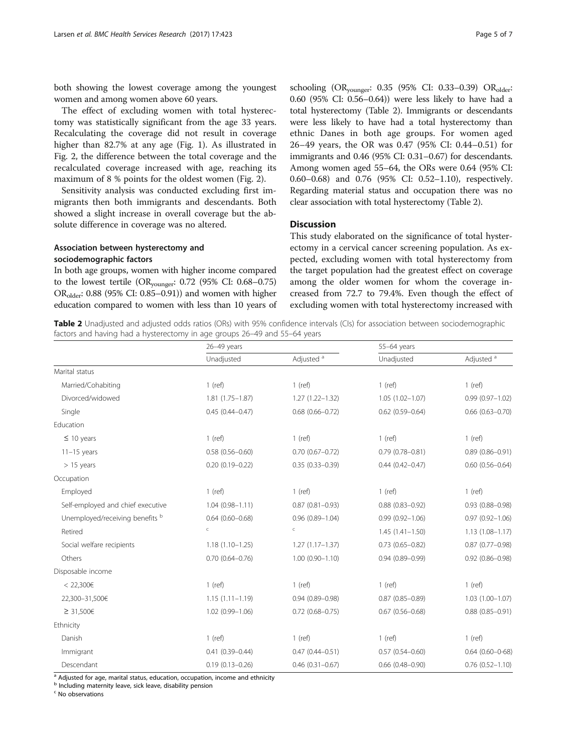both showing the lowest coverage among the youngest women and among women above 60 years.

The effect of excluding women with total hysterectomy was statistically significant from the age 33 years. Recalculating the coverage did not result in coverage higher than 82.7% at any age (Fig. 1). As illustrated in Fig. 2, the difference between the total coverage and the recalculated coverage increased with age, reaching its maximum of 8 % points for the oldest women (Fig. 2).

Sensitivity analysis was conducted excluding first immigrants then both immigrants and descendants. Both showed a slight increase in overall coverage but the absolute difference in coverage was no altered.

### Association between hysterectomy and sociodemographic factors

In both age groups, women with higher income compared to the lowest tertile ($OR_{younger}$: 0.72 (95% CI: 0.68–0.75) $OR_{older}$: 0.88 (95% CI: 0.85–0.91)) and women with higher education compared to women with less than 10 years of schooling ($OR_{younger}$: 0.35 (95% CI: 0.33–0.39) $OR_{older}$: 0.60 (95% CI: 0.56–0.64)) were less likely to have had a total hysterectomy (Table 2). Immigrants or descendants were less likely to have had a total hysterectomy than ethnic Danes in both age groups. For women aged 26–49 years, the OR was 0.47 (95% CI: 0.44–0.51) for immigrants and 0.46 (95% CI: 0.31–0.67) for descendants. Among women aged 55–64, the ORs were 0.64 (95% CI: 0.60–0.68) and 0.76 (95% CI: 0.52–1.10), respectively. Regarding material status and occupation there was no clear association with total hysterectomy (Table 2).

## Discussion

This study elaborated on the significance of total hysterectomy in a cervical cancer screening population. As expected, excluding women with total hysterectomy from the target population had the greatest effect on coverage among the older women for whom the coverage increased from 72.7 to 79.4%. Even though the effect of excluding women with total hysterectomy increased with

**Table 2** Unadjusted and adjusted odds ratios (ORs) with 95% confidence intervals (CIs) for association between sociodemographic factors and having had a hysterectomy in age groups 26–49 and 55–64 years

| | 26–49 years | | 55–64 years | |
|---|---|---|---|---|
| | Unadjusted | Adjusted [a] | Unadjusted | Adjusted [a] |
| Marital status | | | | |
| Married/Cohabiting | 1 (ref) | 1 (ref) | 1 (ref) | 1 (ref) |
| Divorced/widowed | 1.81 (1.75–1.87) | 1.27 (1.22–1.32) | 1.05 (1.02–1.07) | 0.99 (0.97–1.02) |
| Single | 0.45 (0.44–0.47) | 0.68 (0.66–0.72) | 0.62 (0.59–0.64) | 0.66 (0.63–0.70) |
| Education | | | | |
| ≤ 10 years | 1 (ref) | 1 (ref) | 1 (ref) | 1 (ref) |
| 11–15 years | 0.58 (0.56–0.60) | 0.70 (0.67–0.72) | 0.79 (0.78–0.81) | 0.89 (0.86–0.91) |
| > 15 years | 0.20 (0.19–0.22) | 0.35 (0.33–0.39) | 0.44 (0.42–0.47) | 0.60 (0.56–0.64) |
| Occupation | | | | |
| Employed | 1 (ref) | 1 (ref) | 1 (ref) | 1 (ref) |
| Self-employed and chief executive | 1.04 (0.98–1.11) | 0.87 (0.81–0.93) | 0.88 (0.83–0.92) | 0.93 (0.88–0.98) |
| Unemployed/receiving benefits [b] | 0.64 (0.60–0.68) | 0.96 (0.89–1.04) | 0.99 (0.92–1.06) | 0.97 (0.92–1.06) |
| Retired | [c] | [c] | 1.45 (1.41–1.50) | 1.13 (1.08–1.17) |
| Social welfare recipients | 1.18 (1.10–1.25) | 1.27 (1.17–1.37) | 0.73 (0.65–0.82) | 0.87 (0.77–0.98) |
| Others | 0.70 (0.64–0.76) | 1.00 (0.90–1.10) | 0.94 (0.89–0.99) | 0.92 (0.86–0.98) |
| Disposable income | | | | |
| < 22,300€ | 1 (ref) | 1 (ref) | 1 (ref) | 1 (ref) |
| 22,300–31,500€ | 1.15 (1.11–1.19) | 0.94 (0.89–0.98) | 0.87 (0.85–0.89) | 1.03 (1.00–1.07) |
| ≥ 31,500€ | 1.02 (0.99–1.06) | 0.72 (0.68–0.75) | 0.67 (0.56–0.68) | 0.88 (0.85–0.91) |
| Ethnicity | | | | |
| Danish | 1 (ref) | 1 (ref) | 1 (ref) | 1 (ref) |
| Immigrant | 0.41 (0.39–0.44) | 0.47 (0.44–0.51) | 0.57 (0.54–0.60) | 0.64 (0.60–0-68) |
| Descendant | 0.19 (0.13–0.26) | 0.46 (0.31–0.67) | 0.66 (0.48–0.90) | 0.76 (0.52–1.10) |

[a] Adjusted for age, marital status, education, occupation, income and ethnicity
[b] Including maternity leave, sick leave, disability pension
[c] No observations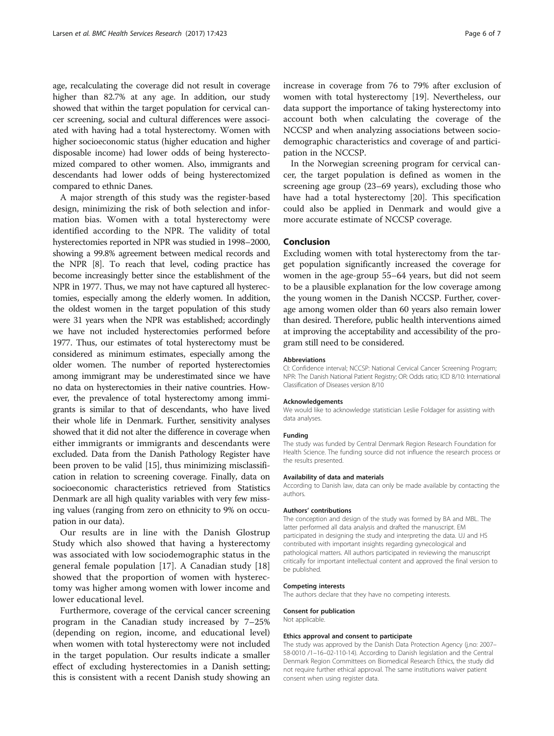age, recalculating the coverage did not result in coverage higher than 82.7% at any age. In addition, our study showed that within the target population for cervical cancer screening, social and cultural differences were associated with having had a total hysterectomy. Women with higher socioeconomic status (higher education and higher disposable income) had lower odds of being hysterectomized compared to other women. Also, immigrants and descendants had lower odds of being hysterectomized compared to ethnic Danes.

A major strength of this study was the register-based design, minimizing the risk of both selection and information bias. Women with a total hysterectomy were identified according to the NPR. The validity of total hysterectomies reported in NPR was studied in 1998–2000, showing a 99.8% agreement between medical records and the NPR [8]. To reach that level, coding practice has become increasingly better since the establishment of the NPR in 1977. Thus, we may not have captured all hysterectomies, especially among the elderly women. In addition, the oldest women in the target population of this study were 31 years when the NPR was established; accordingly we have not included hysterectomies performed before 1977. Thus, our estimates of total hysterectomy must be considered as minimum estimates, especially among the older women. The number of reported hysterectomies among immigrant may be underestimated since we have no data on hysterectomies in their native countries. However, the prevalence of total hysterectomy among immigrants is similar to that of descendants, who have lived their whole life in Denmark. Further, sensitivity analyses showed that it did not alter the difference in coverage when either immigrants or immigrants and descendants were excluded. Data from the Danish Pathology Register have been proven to be valid [15], thus minimizing misclassification in relation to screening coverage. Finally, data on socioeconomic characteristics retrieved from Statistics Denmark are all high quality variables with very few missing values (ranging from zero on ethnicity to 9% on occupation in our data).

Our results are in line with the Danish Glostrup Study which also showed that having a hysterectomy was associated with low sociodemographic status in the general female population [17]. A Canadian study [18] showed that the proportion of women with hysterectomy was higher among women with lower income and lower educational level.

Furthermore, coverage of the cervical cancer screening program in the Canadian study increased by 7–25% (depending on region, income, and educational level) when women with total hysterectomy were not included in the target population. Our results indicate a smaller effect of excluding hysterectomies in a Danish setting; this is consistent with a recent Danish study showing an increase in coverage from 76 to 79% after exclusion of women with total hysterectomy [19]. Nevertheless, our data support the importance of taking hysterectomy into account both when calculating the coverage of the NCCSP and when analyzing associations between sociodemographic characteristics and coverage of and participation in the NCCSP.

In the Norwegian screening program for cervical cancer, the target population is defined as women in the screening age group (23–69 years), excluding those who have had a total hysterectomy [20]. This specification could also be applied in Denmark and would give a more accurate estimate of NCCSP coverage.

## Conclusion

Excluding women with total hysterectomy from the target population significantly increased the coverage for women in the age-group 55–64 years, but did not seem to be a plausible explanation for the low coverage among the young women in the Danish NCCSP. Further, coverage among women older than 60 years also remain lower than desired. Therefore, public health interventions aimed at improving the acceptability and accessibility of the program still need to be considered.

#### Abbreviations

CI: Confidence interval; NCCSP: National Cervical Cancer Screening Program; NPR: The Danish National Patient Registry; OR: Odds ratio; ICD 8/10: International Classification of Diseases version 8/10

#### Acknowledgements

We would like to acknowledge statistician Leslie Foldager for assisting with data analyses.

#### Funding

The study was funded by Central Denmark Region Research Foundation for Health Science. The funding source did not influence the research process or the results presented.

#### Availability of data and materials

According to Danish law, data can only be made available by contacting the authors.

#### Authors' contributions

The conception and design of the study was formed by BA and MBL. The latter performed all data analysis and drafted the manuscript. EM participated in designing the study and interpreting the data. UJ and HS contributed with important insights regarding gynecological and pathological matters. All authors participated in reviewing the manuscript critically for important intellectual content and approved the final version to be published.

#### Competing interests

The authors declare that they have no competing interests.

#### Consent for publication

Not applicable.

#### Ethics approval and consent to participate

The study was approved by the Danish Data Protection Agency (j.no: 2007–58-0010 /1–16–02-110-14). According to Danish legislation and the Central Denmark Region Committees on Biomedical Research Ethics, the study did not require further ethical approval. The same institutions waiver patient consent when using register data.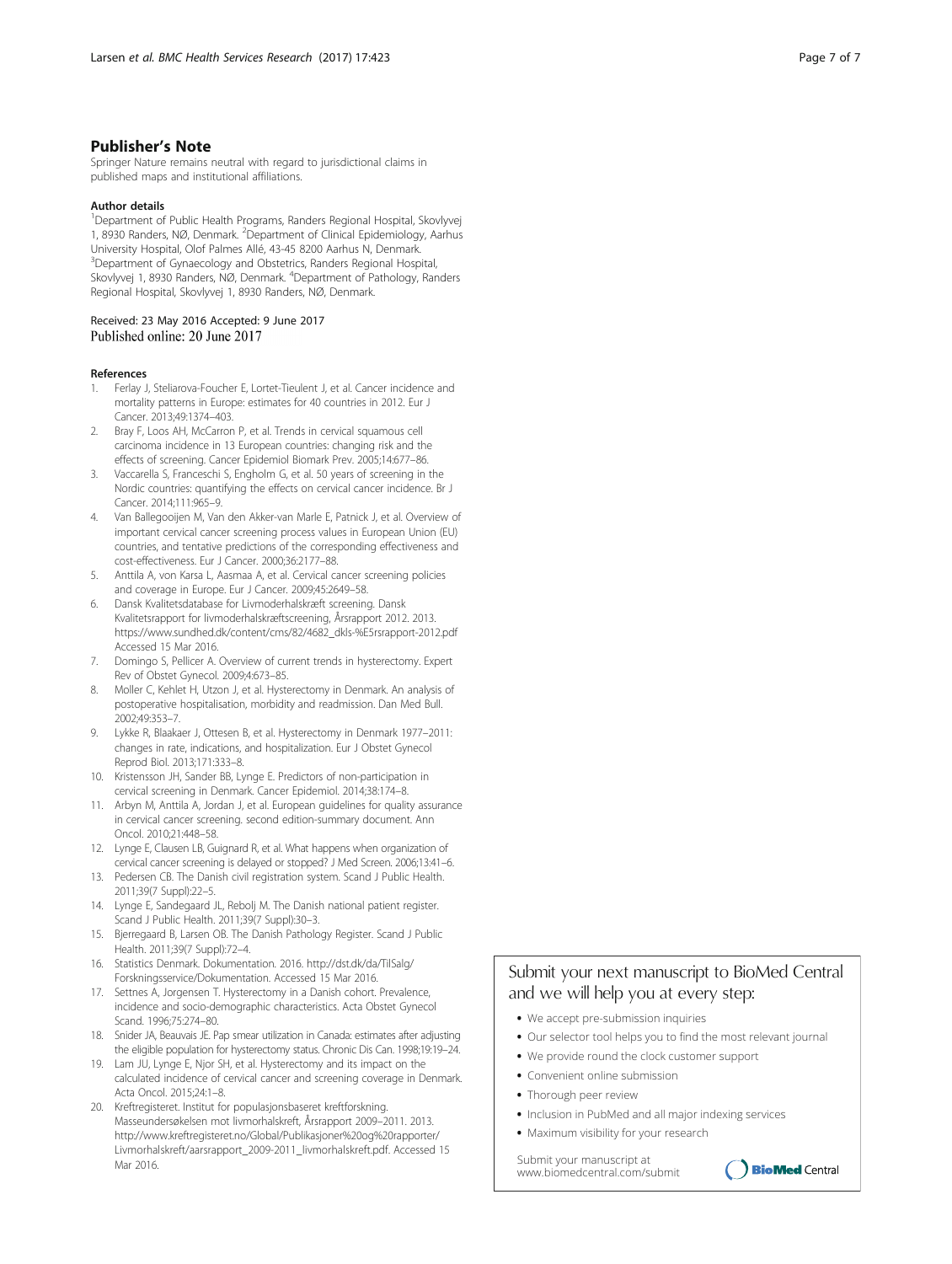## Publisher's Note

Springer Nature remains neutral with regard to jurisdictional claims in published maps and institutional affiliations.

### Author details

[1]Department of Public Health Programs, Randers Regional Hospital, Skovlyvej 1, 8930 Randers, NØ, Denmark. [2]Department of Clinical Epidemiology, Aarhus University Hospital, Olof Palmes Allé, 43-45 8200 Aarhus N, Denmark. [3]Department of Gynaecology and Obstetrics, Randers Regional Hospital, Skovlyvej 1, 8930 Randers, NØ, Denmark. [4]Department of Pathology, Randers Regional Hospital, Skovlyvej 1, 8930 Randers, NØ, Denmark.

Received: 23 May 2016 Accepted: 9 June 2017
Published online: 20 June 2017

### References

1. Ferlay J, Steliarova-Foucher E, Lortet-Tieulent J, et al. Cancer incidence and mortality patterns in Europe: estimates for 40 countries in 2012. Eur J Cancer. 2013;49:1374–403.
2. Bray F, Loos AH, McCarron P, et al. Trends in cervical squamous cell carcinoma incidence in 13 European countries: changing risk and the effects of screening. Cancer Epidemiol Biomark Prev. 2005;14:677–86.
3. Vaccarella S, Franceschi S, Engholm G, et al. 50 years of screening in the Nordic countries: quantifying the effects on cervical cancer incidence. Br J Cancer. 2014;111:965–9.
4. Van Ballegooijen M, Van den Akker-van Marle E, Patnick J, et al. Overview of important cervical cancer screening process values in European Union (EU) countries, and tentative predictions of the corresponding effectiveness and cost-effectiveness. Eur J Cancer. 2000;36:2177–88.
5. Anttila A, von Karsa L, Aasmaa A, et al. Cervical cancer screening policies and coverage in Europe. Eur J Cancer. 2009;45:2649–58.
6. Dansk Kvalitetsdatabase for Livmoderhalskræft screening. Dansk Kvalitetsrapport for livmoderhalskræftscreening, Årsrapport 2012. 2013. https://www.sundhed.dk/content/cms/82/4682_dkls-%E5rsrapport-2012.pdf Accessed 15 Mar 2016.
7. Domingo S, Pellicer A. Overview of current trends in hysterectomy. Expert Rev of Obstet Gynecol. 2009;4:673–85.
8. Moller C, Kehlet H, Utzon J, et al. Hysterectomy in Denmark. An analysis of postoperative hospitalisation, morbidity and readmission. Dan Med Bull. 2002;49:353–7.
9. Lykke R, Blaakaer J, Ottesen B, et al. Hysterectomy in Denmark 1977–2011: changes in rate, indications, and hospitalization. Eur J Obstet Gynecol Reprod Biol. 2013;171:333–8.
10. Kristensson JH, Sander BB, Lynge E. Predictors of non-participation in cervical screening in Denmark. Cancer Epidemiol. 2014;38:174–8.
11. Arbyn M, Anttila A, Jordan J, et al. European guidelines for quality assurance in cervical cancer screening. second edition-summary document. Ann Oncol. 2010;21:448–58.
12. Lynge E, Clausen LB, Guignard R, et al. What happens when organization of cervical cancer screening is delayed or stopped? J Med Screen. 2006;13:41–6.
13. Pedersen CB. The Danish civil registration system. Scand J Public Health. 2011;39(7 Suppl):22–5.
14. Lynge E, Sandegaard JL, Rebolj M. The Danish national patient register. Scand J Public Health. 2011;39(7 Suppl):30–3.
15. Bjerregaard B, Larsen OB. The Danish Pathology Register. Scand J Public Health. 2011;39(7 Suppl):72–4.
16. Statistics Denmark. Dokumentation. 2016. http://dst.dk/da/TilSalg/Forskningsservice/Dokumentation. Accessed 15 Mar 2016.
17. Settnes A, Jorgensen T. Hysterectomy in a Danish cohort. Prevalence, incidence and socio-demographic characteristics. Acta Obstet Gynecol Scand. 1996;75:274–80.
18. Snider JA, Beauvais JE. Pap smear utilization in Canada: estimates after adjusting the eligible population for hysterectomy status. Chronic Dis Can. 1998;19:19–24.
19. Lam JU, Lynge E, Njor SH, et al. Hysterectomy and its impact on the calculated incidence of cervical cancer and screening coverage in Denmark. Acta Oncol. 2015;24:1–8.
20. Kreftregisteret. Institut for populasjonsbaseret kreftforskning. Masseundersøkelsen mot livmorhalskreft, Årsrapport 2009–2011. 2013. http://www.kreftregisteret.no/Global/Publikasjoner%20og%20rapporter/Livmorhalskreft/aarsrapport_2009-2011_livmorhalskreft.pdf. Accessed 15 Mar 2016.

Submit your next manuscript to BioMed Central and we will help you at every step:

- We accept pre-submission inquiries
- Our selector tool helps you to find the most relevant journal
- We provide round the clock customer support
- Convenient online submission
- Thorough peer review
- Inclusion in PubMed and all major indexing services
- Maximum visibility for your research

Submit your manuscript at www.biomedcentral.com/submit

BioMed Central